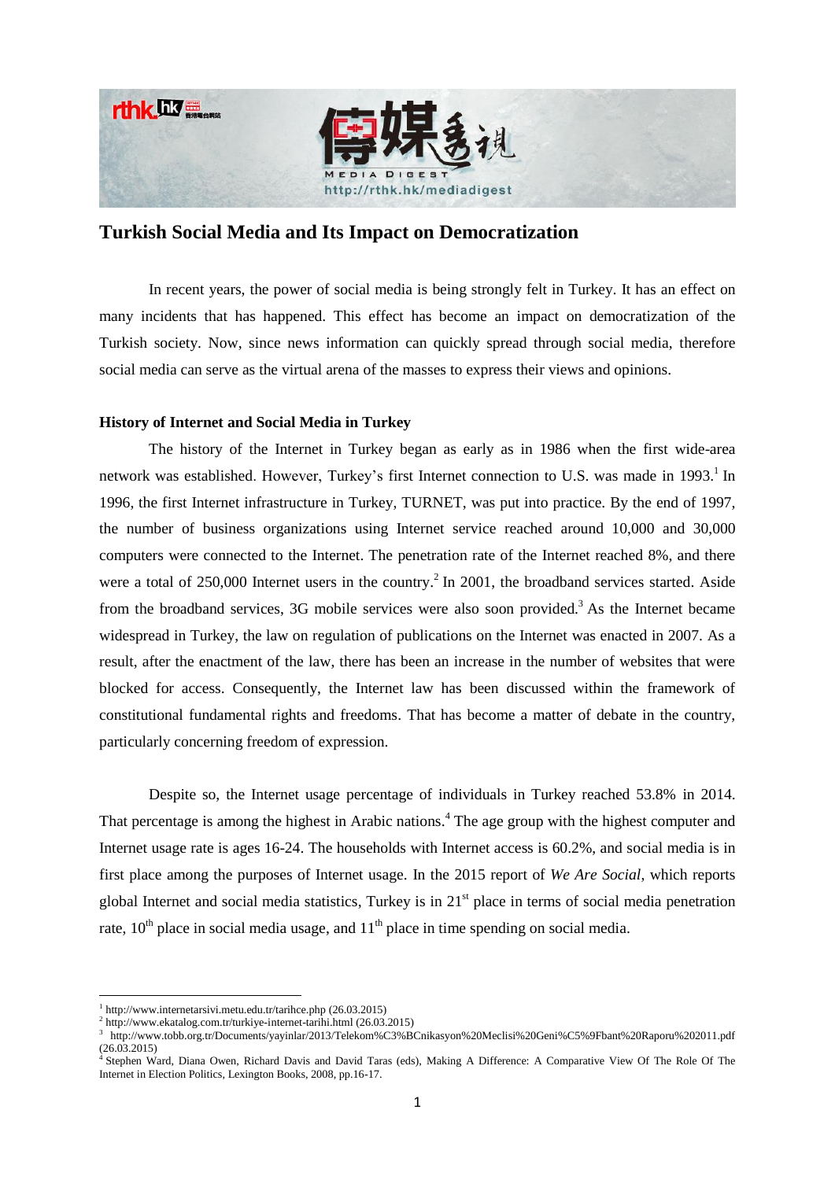# Turkish Social Media and Its Impact on Democratization

In recent years, the power of social media is being strongly felt in Turkey. It has an effect on many incidents that has happened. This effect has become an impact on democratization of the Turkish society. Now, since news information can quickly spread through social media, therefore social media can serve as the virtual arena of the masses to express their views and opinions.

## History of Internet and Social Media in Turkey

The history of the Internet in Turkey began as early as in 1986 when the first wide-area network was established. However, Turkey's first Internet connection to U.S. was made in 1993.[1] In 1996, the first Internet infrastructure in Turkey, TURNET, was put into practice. By the end of 1997, the number of business organizations using Internet service reached around 10,000 and 30,000 computers were connected to the Internet. The penetration rate of the Internet reached 8%, and there were a total of 250,000 Internet users in the country.[2] In 2001, the broadband services started. Aside from the broadband services, 3G mobile services were also soon provided.[3] As the Internet became widespread in Turkey, the law on regulation of publications on the Internet was enacted in 2007. As a result, after the enactment of the law, there has been an increase in the number of websites that were blocked for access. Consequently, the Internet law has been discussed within the framework of constitutional fundamental rights and freedoms. That has become a matter of debate in the country, particularly concerning freedom of expression.

Despite so, the Internet usage percentage of individuals in Turkey reached 53.8% in 2014. That percentage is among the highest in Arabic nations.[4] The age group with the highest computer and Internet usage rate is ages 16-24. The households with Internet access is 60.2%, and social media is in first place among the purposes of Internet usage. In the 2015 report of *We Are Social*, which reports global Internet and social media statistics, Turkey is in 21st place in terms of social media penetration rate, 10th place in social media usage, and 11th place in time spending on social media.

---

[1] http://www.internetarsivi.metu.edu.tr/tarihce.php (26.03.2015)

[2] http://www.ekatalog.com.tr/turkiye-internet-tarihi.html (26.03.2015)

[3] http://www.tobb.org.tr/Documents/yayinlar/2013/Telekom%C3%BCnikasyon%20Meclisi%20Geni%C5%9Fbant%20Raporu%202011.pdf (26.03.2015)

[4] Stephen Ward, Diana Owen, Richard Davis and David Taras (eds), Making A Difference: A Comparative View Of The Role Of The Internet in Election Politics, Lexington Books, 2008, pp.16-17.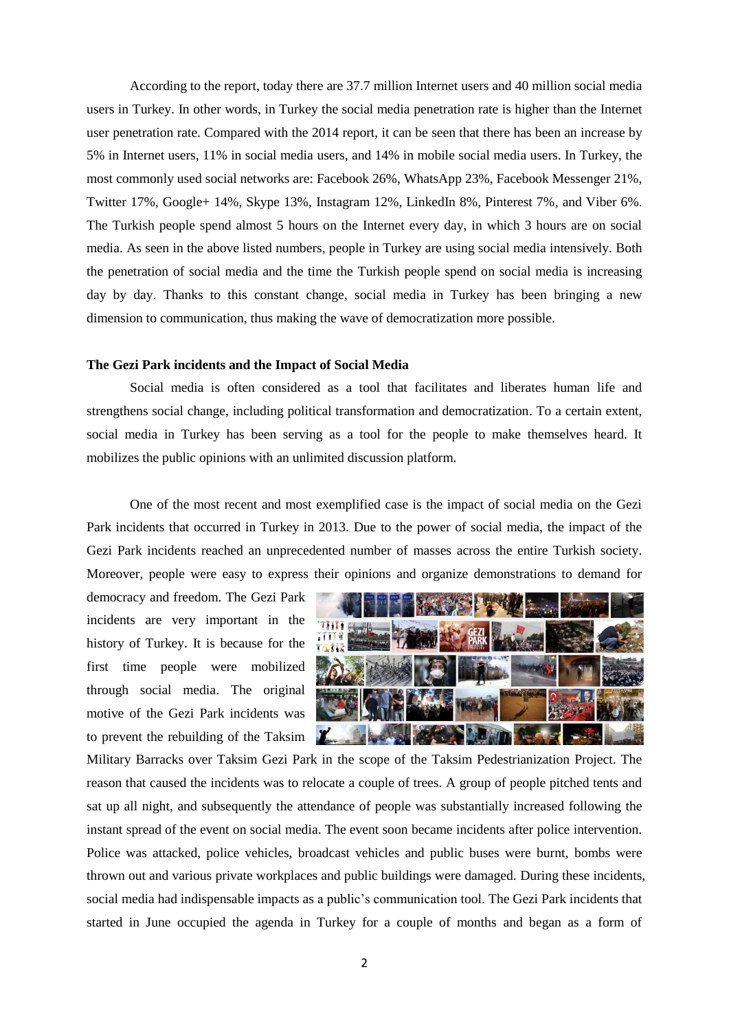According to the report, today there are 37.7 million Internet users and 40 million social media users in Turkey. In other words, in Turkey the social media penetration rate is higher than the Internet user penetration rate. Compared with the 2014 report, it can be seen that there has been an increase by 5% in Internet users, 11% in social media users, and 14% in mobile social media users. In Turkey, the most commonly used social networks are: Facebook 26%, WhatsApp 23%, Facebook Messenger 21%, Twitter 17%, Google+ 14%, Skype 13%, Instagram 12%, LinkedIn 8%, Pinterest 7%, and Viber 6%. The Turkish people spend almost 5 hours on the Internet every day, in which 3 hours are on social media. As seen in the above listed numbers, people in Turkey are using social media intensively. Both the penetration of social media and the time the Turkish people spend on social media is increasing day by day. Thanks to this constant change, social media in Turkey has been bringing a new dimension to communication, thus making the wave of democratization more possible.

**The Gezi Park incidents and the Impact of Social Media**

Social media is often considered as a tool that facilitates and liberates human life and strengthens social change, including political transformation and democratization. To a certain extent, social media in Turkey has been serving as a tool for the people to make themselves heard. It mobilizes the public opinions with an unlimited discussion platform.

One of the most recent and most exemplified case is the impact of social media on the Gezi Park incidents that occurred in Turkey in 2013. Due to the power of social media, the impact of the Gezi Park incidents reached an unprecedented number of masses across the entire Turkish society. Moreover, people were easy to express their opinions and organize demonstrations to demand for democracy and freedom. The Gezi Park incidents are very important in the history of Turkey. It is because for the first time people were mobilized through social media. The original motive of the Gezi Park incidents was to prevent the rebuilding of the Taksim Military Barracks over Taksim Gezi Park in the scope of the Taksim Pedestrianization Project. The reason that caused the incidents was to relocate a couple of trees. A group of people pitched tents and sat up all night, and subsequently the attendance of people was substantially increased following the instant spread of the event on social media. The event soon became incidents after police intervention. Police was attacked, police vehicles, broadcast vehicles and public buses were burnt, bombs were thrown out and various private workplaces and public buildings were damaged. During these incidents, social media had indispensable impacts as a public's communication tool. The Gezi Park incidents that started in June occupied the agenda in Turkey for a couple of months and began as a form of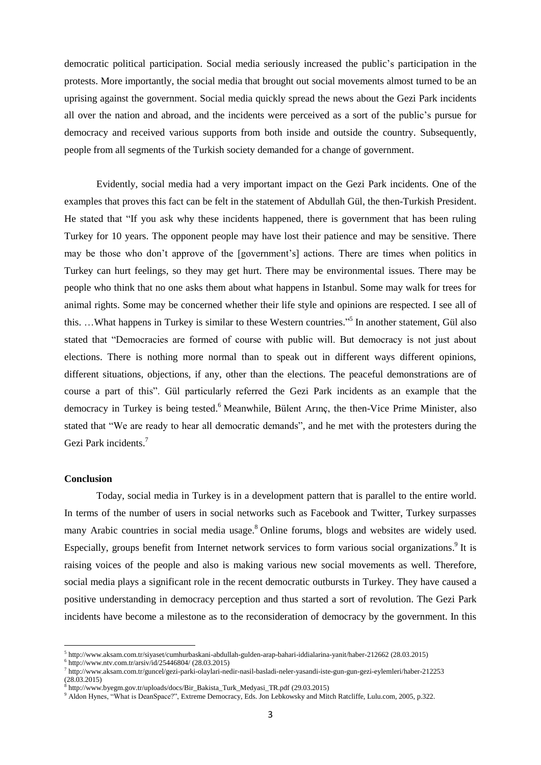democratic political participation. Social media seriously increased the public's participation in the protests. More importantly, the social media that brought out social movements almost turned to be an uprising against the government. Social media quickly spread the news about the Gezi Park incidents all over the nation and abroad, and the incidents were perceived as a sort of the public's pursue for democracy and received various supports from both inside and outside the country. Subsequently, people from all segments of the Turkish society demanded for a change of government.

Evidently, social media had a very important impact on the Gezi Park incidents. One of the examples that proves this fact can be felt in the statement of Abdullah Gül, the then-Turkish President. He stated that "If you ask why these incidents happened, there is government that has been ruling Turkey for 10 years. The opponent people may have lost their patience and may be sensitive. There may be those who don't approve of the [government's] actions. There are times when politics in Turkey can hurt feelings, so they may get hurt. There may be environmental issues. There may be people who think that no one asks them about what happens in Istanbul. Some may walk for trees for animal rights. Some may be concerned whether their life style and opinions are respected. I see all of this. …What happens in Turkey is similar to these Western countries."[5] In another statement, Gül also stated that "Democracies are formed of course with public will. But democracy is not just about elections. There is nothing more normal than to speak out in different ways different opinions, different situations, objections, if any, other than the elections. The peaceful demonstrations are of course a part of this". Gül particularly referred the Gezi Park incidents as an example that the democracy in Turkey is being tested.[6] Meanwhile, Bülent Arınç, the then-Vice Prime Minister, also stated that "We are ready to hear all democratic demands", and he met with the protesters during the Gezi Park incidents.[7]

**Conclusion**

Today, social media in Turkey is in a development pattern that is parallel to the entire world. In terms of the number of users in social networks such as Facebook and Twitter, Turkey surpasses many Arabic countries in social media usage.[8] Online forums, blogs and websites are widely used. Especially, groups benefit from Internet network services to form various social organizations.[9] It is raising voices of the people and also is making various new social movements as well. Therefore, social media plays a significant role in the recent democratic outbursts in Turkey. They have caused a positive understanding in democracy perception and thus started a sort of revolution. The Gezi Park incidents have become a milestone as to the reconsideration of democracy by the government. In this

---

[5] http://www.aksam.com.tr/siyaset/cumhurbaskani-abdullah-gulden-arap-bahari-iddialarina-yanit/haber-212662 (28.03.2015)

[6] http://www.ntv.com.tr/arsiv/id/25446804/ (28.03.2015)

[7] http://www.aksam.com.tr/guncel/gezi-parki-olaylari-nedir-nasil-basladi-neler-yasandi-iste-gun-gun-gezi-eylemleri/haber-212253 (28.03.2015)

[8] http://www.byegm.gov.tr/uploads/docs/Bir_Bakista_Turk_Medyasi_TR.pdf (29.03.2015)

[9] Aldon Hynes, "What is DeanSpace?", Extreme Democracy, Eds. Jon Lebkowsky and Mitch Ratcliffe, Lulu.com, 2005, p.322.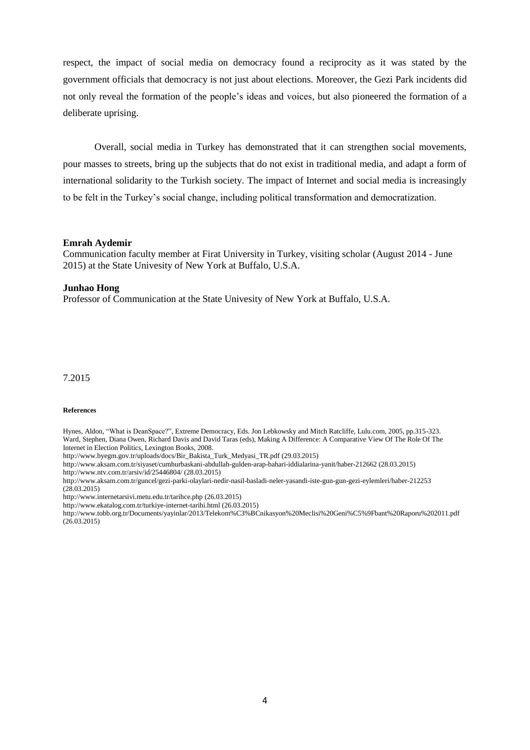respect, the impact of social media on democracy found a reciprocity as it was stated by the government officials that democracy is not just about elections. Moreover, the Gezi Park incidents did not only reveal the formation of the people's ideas and voices, but also pioneered the formation of a deliberate uprising.

Overall, social media in Turkey has demonstrated that it can strengthen social movements, pour masses to streets, bring up the subjects that do not exist in traditional media, and adapt a form of international solidarity to the Turkish society. The impact of Internet and social media is increasingly to be felt in the Turkey's social change, including political transformation and democratization.

**Emrah Aydemir**
Communication faculty member at Firat University in Turkey, visiting scholar (August 2014 - June 2015) at the State Univesity of New York at Buffalo, U.S.A.

**Junhao Hong**
Professor of Communication at the State Univesity of New York at Buffalo, U.S.A.

7.2015

**References**

Hynes, Aldon, "What is DeanSpace?", Extreme Democracy, Eds. Jon Lebkowsky and Mitch Ratcliffe, Lulu.com, 2005, pp.315-323.
Ward, Stephen, Diana Owen, Richard Davis and David Taras (eds), Making A Difference: A Comparative View Of The Role Of The Internet in Election Politics, Lexington Books, 2008.
http://www.byegm.gov.tr/uploads/docs/Bir_Bakista_Turk_Medyasi_TR.pdf (29.03.2015)
http://www.aksam.com.tr/siyaset/cumhurbaskani-abdullah-gulden-arap-bahari-iddialarina-yanit/haber-212662 (28.03.2015)
http://www.ntv.com.tr/arsiv/id/25446804/ (28.03.2015)
http://www.aksam.com.tr/guncel/gezi-parki-olaylari-nedir-nasil-basladi-neler-yasandi-iste-gun-gun-gezi-eylemleri/haber-212253 (28.03.2015)
http://www.internetarsivi.metu.edu.tr/tarihce.php (26.03.2015)
http://www.ekatalog.com.tr/turkiye-internet-tarihi.html (26.03.2015)
http://www.tobb.org.tr/Documents/yayinlar/2013/Telekom%C3%BCnikasyon%20Meclisi%20Geni%C5%9Fbant%20Raporu%202011.pdf (26.03.2015)